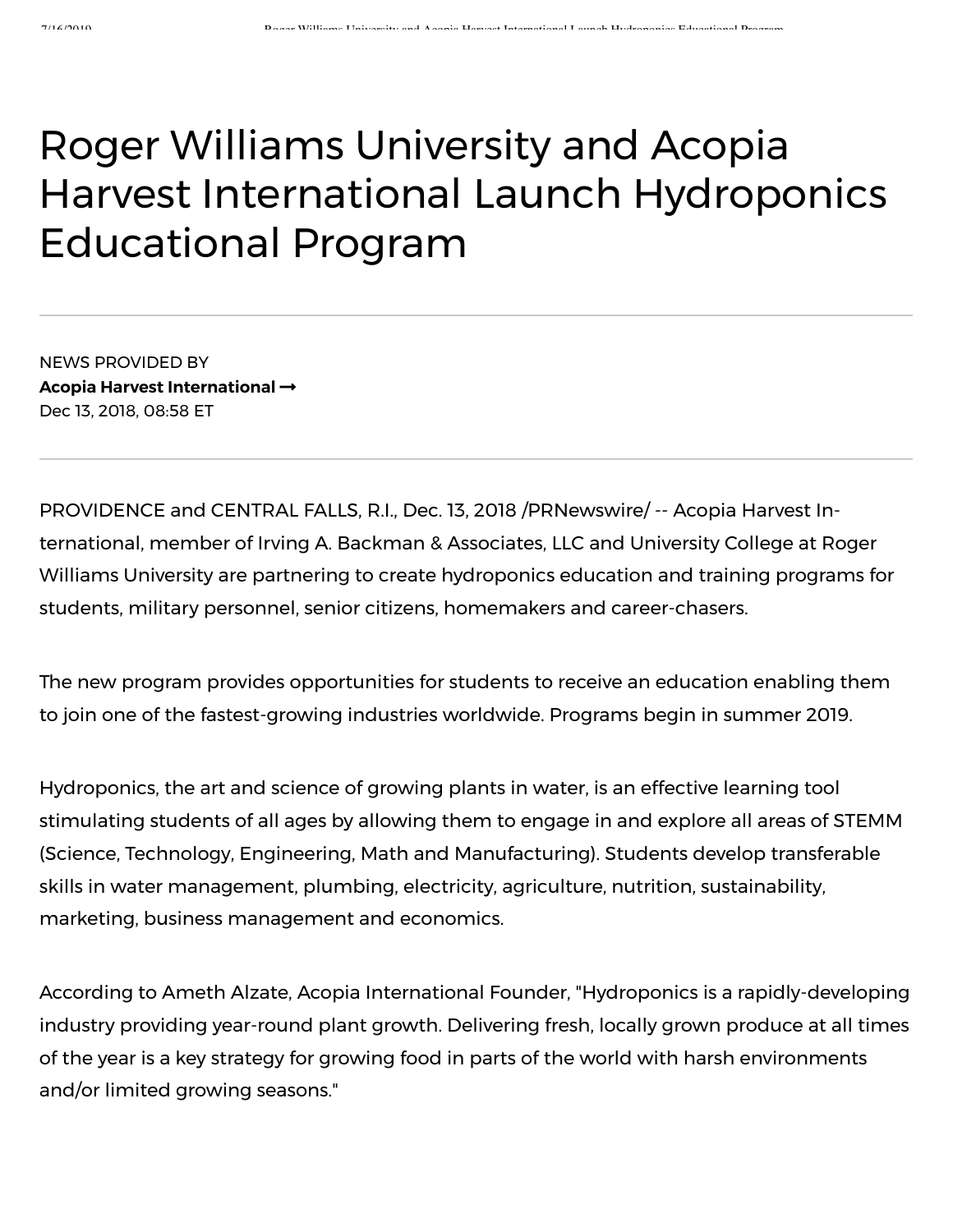# Roger Williams University and Acopia Harvest International Launch Hydroponics Educational Program

NEWS PROVIDED BY
**Acopia Harvest International ➞**
Dec 13, 2018, 08:58 ET

PROVIDENCE and CENTRAL FALLS, R.I., Dec. 13, 2018 /PRNewswire/ -- Acopia Harvest International, member of Irving A. Backman & Associates, LLC and University College at Roger Williams University are partnering to create hydroponics education and training programs for students, military personnel, senior citizens, homemakers and career-chasers.

The new program provides opportunities for students to receive an education enabling them to join one of the fastest-growing industries worldwide. Programs begin in summer 2019.

Hydroponics, the art and science of growing plants in water, is an effective learning tool stimulating students of all ages by allowing them to engage in and explore all areas of STEMM (Science, Technology, Engineering, Math and Manufacturing). Students develop transferable skills in water management, plumbing, electricity, agriculture, nutrition, sustainability, marketing, business management and economics.

According to Ameth Alzate, Acopia International Founder, "Hydroponics is a rapidly-developing industry providing year-round plant growth. Delivering fresh, locally grown produce at all times of the year is a key strategy for growing food in parts of the world with harsh environments and/or limited growing seasons."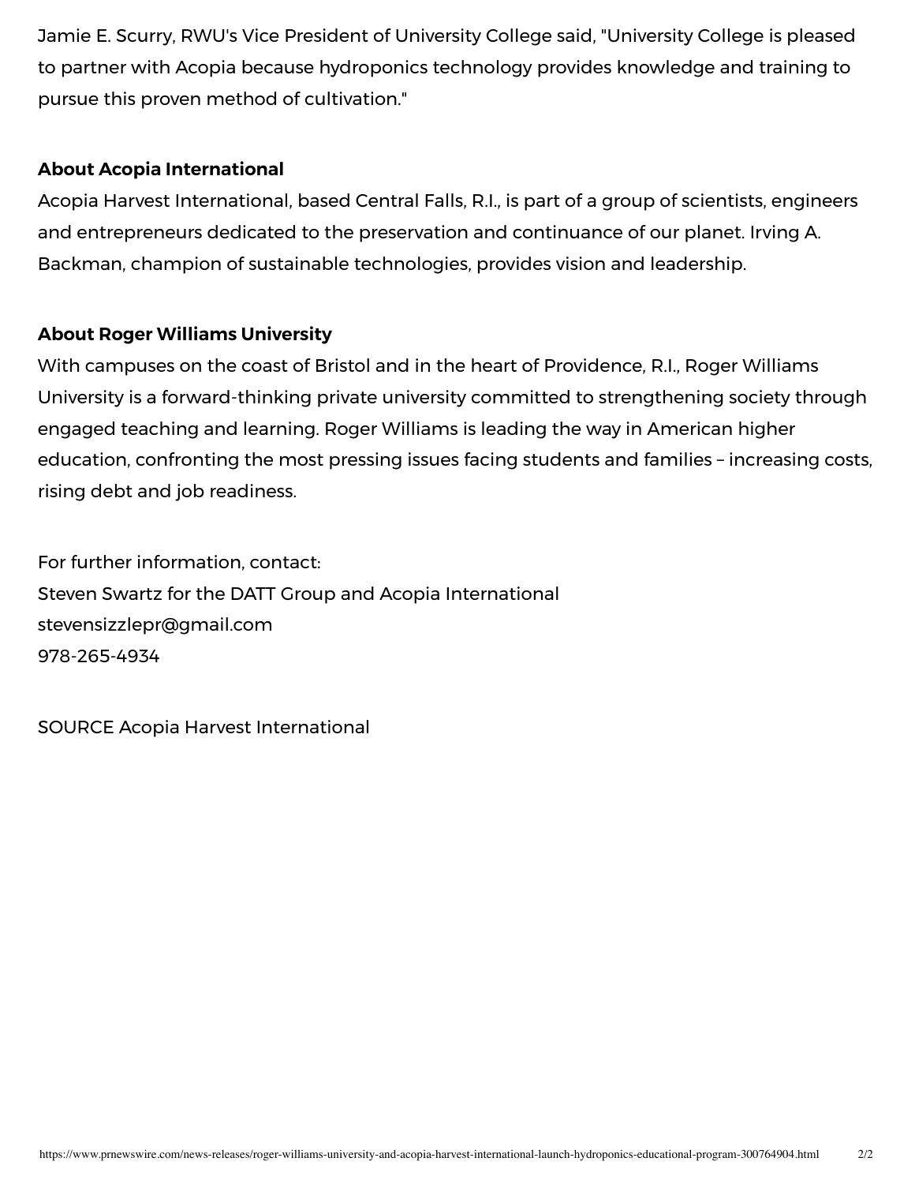Jamie E. Scurry, RWU's Vice President of University College said, "University College is pleased to partner with Acopia because hydroponics technology provides knowledge and training to pursue this proven method of cultivation."

**About Acopia International**

Acopia Harvest International, based Central Falls, R.I., is part of a group of scientists, engineers and entrepreneurs dedicated to the preservation and continuance of our planet. Irving A. Backman, champion of sustainable technologies, provides vision and leadership.

**About Roger Williams University**

With campuses on the coast of Bristol and in the heart of Providence, R.I., Roger Williams University is a forward-thinking private university committed to strengthening society through engaged teaching and learning. Roger Williams is leading the way in American higher education, confronting the most pressing issues facing students and families – increasing costs, rising debt and job readiness.

For further information, contact:
Steven Swartz for the DATT Group and Acopia International
stevensizzlepr@gmail.com
978-265-4934

SOURCE Acopia Harvest International